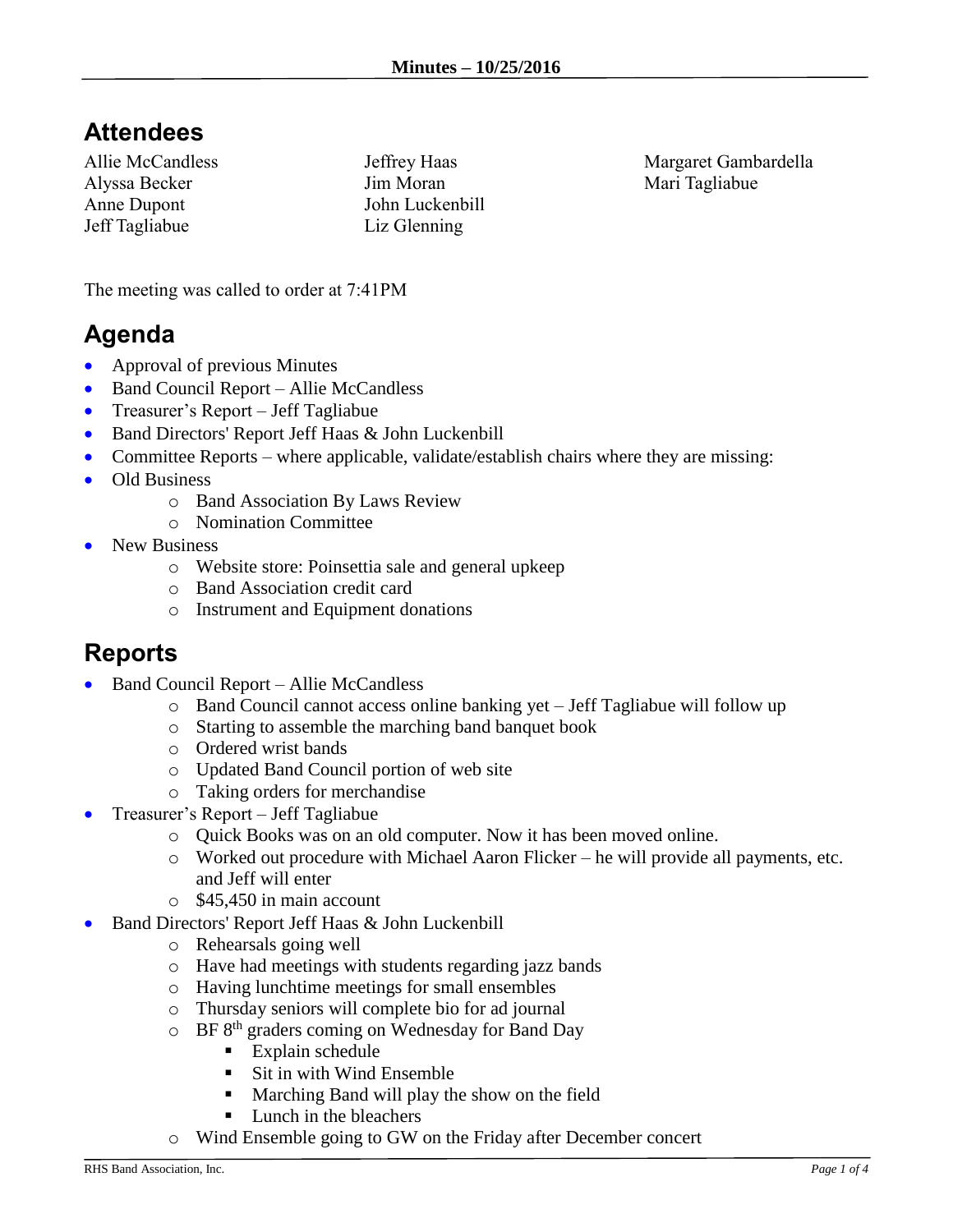# Minutes – 10/25/2016

## Attendees

Allie McCandless
Alyssa Becker
Anne Dupont
Jeff Tagliabue
Jeffrey Haas
Jim Moran
John Luckenbill
Liz Glenning
Margaret Gambardella
Mari Tagliabue

The meeting was called to order at 7:41PM

## Agenda

- Approval of previous Minutes
- Band Council Report – Allie McCandless
- Treasurer's Report – Jeff Tagliabue
- Band Directors' Report Jeff Haas & John Luckenbill
- Committee Reports – where applicable, validate/establish chairs where they are missing:
- Old Business
  - Band Association By Laws Review
  - Nomination Committee
- New Business
  - Website store: Poinsettia sale and general upkeep
  - Band Association credit card
  - Instrument and Equipment donations

## Reports

- Band Council Report – Allie McCandless
  - Band Council cannot access online banking yet – Jeff Tagliabue will follow up
  - Starting to assemble the marching band banquet book
  - Ordered wrist bands
  - Updated Band Council portion of web site
  - Taking orders for merchandise
- Treasurer's Report – Jeff Tagliabue
  - Quick Books was on an old computer. Now it has been moved online.
  - Worked out procedure with Michael Aaron Flicker – he will provide all payments, etc. and Jeff will enter
  - $45,450 in main account
- Band Directors' Report Jeff Haas & John Luckenbill
  - Rehearsals going well
  - Have had meetings with students regarding jazz bands
  - Having lunchtime meetings for small ensembles
  - Thursday seniors will complete bio for ad journal
  - BF 8th graders coming on Wednesday for Band Day
    - Explain schedule
    - Sit in with Wind Ensemble
    - Marching Band will play the show on the field
    - Lunch in the bleachers
  - Wind Ensemble going to GW on the Friday after December concert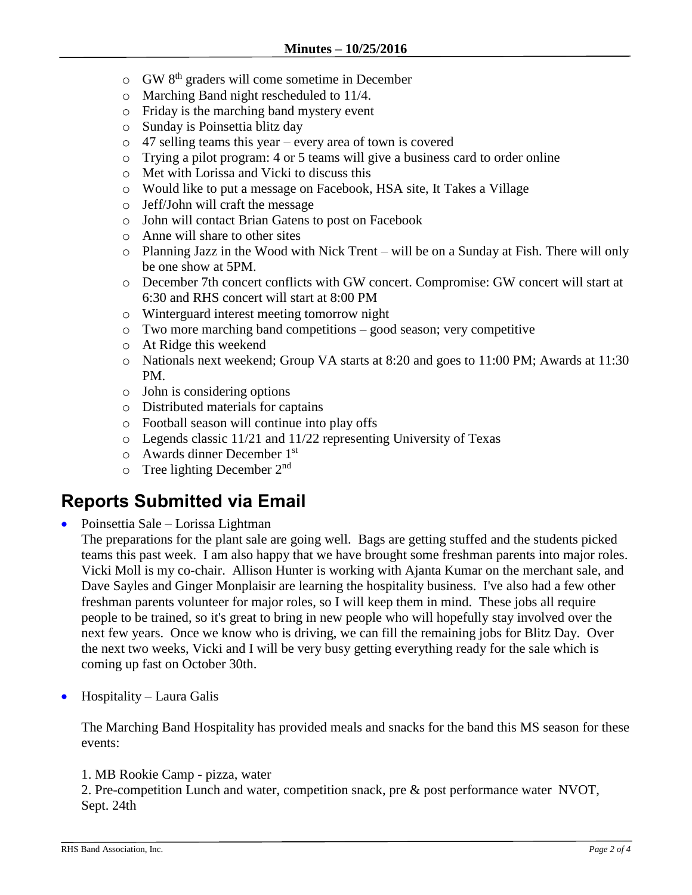- GW 8th graders will come sometime in December
- Marching Band night rescheduled to 11/4.
- Friday is the marching band mystery event
- Sunday is Poinsettia blitz day
- 47 selling teams this year – every area of town is covered
- Trying a pilot program: 4 or 5 teams will give a business card to order online
- Met with Lorissa and Vicki to discuss this
- Would like to put a message on Facebook, HSA site, It Takes a Village
- Jeff/John will craft the message
- John will contact Brian Gatens to post on Facebook
- Anne will share to other sites
- Planning Jazz in the Wood with Nick Trent – will be on a Sunday at Fish. There will only be one show at 5PM.
- December 7th concert conflicts with GW concert. Compromise: GW concert will start at 6:30 and RHS concert will start at 8:00 PM
- Winterguard interest meeting tomorrow night
- Two more marching band competitions – good season; very competitive
- At Ridge this weekend
- Nationals next weekend; Group VA starts at 8:20 and goes to 11:00 PM; Awards at 11:30 PM.
- John is considering options
- Distributed materials for captains
- Football season will continue into play offs
- Legends classic 11/21 and 11/22 representing University of Texas
- Awards dinner December 1st
- Tree lighting December 2nd

## Reports Submitted via Email

- Poinsettia Sale – Lorissa Lightman

  The preparations for the plant sale are going well. Bags are getting stuffed and the students picked teams this past week. I am also happy that we have brought some freshman parents into major roles. Vicki Moll is my co-chair. Allison Hunter is working with Ajanta Kumar on the merchant sale, and Dave Sayles and Ginger Monplaisir are learning the hospitality business. I've also had a few other freshman parents volunteer for major roles, so I will keep them in mind. These jobs all require people to be trained, so it's great to bring in new people who will hopefully stay involved over the next few years. Once we know who is driving, we can fill the remaining jobs for Blitz Day. Over the next two weeks, Vicki and I will be very busy getting everything ready for the sale which is coming up fast on October 30th.

- Hospitality – Laura Galis

  The Marching Band Hospitality has provided meals and snacks for the band this MS season for these events:

  1. MB Rookie Camp - pizza, water
  2. Pre-competition Lunch and water, competition snack, pre & post performance water NVOT, Sept. 24th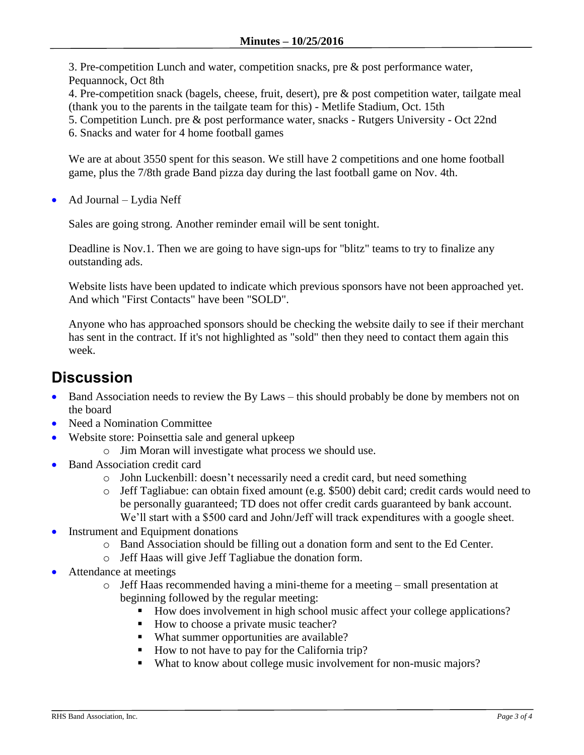3. Pre-competition Lunch and water, competition snacks, pre & post performance water, Pequannock, Oct 8th

4. Pre-competition snack (bagels, cheese, fruit, desert), pre & post competition water, tailgate meal (thank you to the parents in the tailgate team for this) - Metlife Stadium, Oct. 15th

5. Competition Lunch. pre & post performance water, snacks - Rutgers University - Oct 22nd

6. Snacks and water for 4 home football games

We are at about 3550 spent for this season. We still have 2 competitions and one home football game, plus the 7/8th grade Band pizza day during the last football game on Nov. 4th.

- Ad Journal – Lydia Neff

  Sales are going strong. Another reminder email will be sent tonight.

  Deadline is Nov.1. Then we are going to have sign-ups for "blitz" teams to try to finalize any outstanding ads.

  Website lists have been updated to indicate which previous sponsors have not been approached yet. And which "First Contacts" have been "SOLD".

  Anyone who has approached sponsors should be checking the website daily to see if their merchant has sent in the contract. If it's not highlighted as "sold" then they need to contact them again this week.

## Discussion

- Band Association needs to review the By Laws – this should probably be done by members not on the board
- Need a Nomination Committee
- Website store: Poinsettia sale and general upkeep
  - Jim Moran will investigate what process we should use.
- Band Association credit card
  - John Luckenbill: doesn't necessarily need a credit card, but need something
  - Jeff Tagliabue: can obtain fixed amount (e.g. $500) debit card; credit cards would need to be personally guaranteed; TD does not offer credit cards guaranteed by bank account. We'll start with a $500 card and John/Jeff will track expenditures with a google sheet.
- Instrument and Equipment donations
  - Band Association should be filling out a donation form and sent to the Ed Center.
  - Jeff Haas will give Jeff Tagliabue the donation form.
- Attendance at meetings
  - Jeff Haas recommended having a mini-theme for a meeting – small presentation at beginning followed by the regular meeting:
    - How does involvement in high school music affect your college applications?
    - How to choose a private music teacher?
    - What summer opportunities are available?
    - How to not have to pay for the California trip?
    - What to know about college music involvement for non-music majors?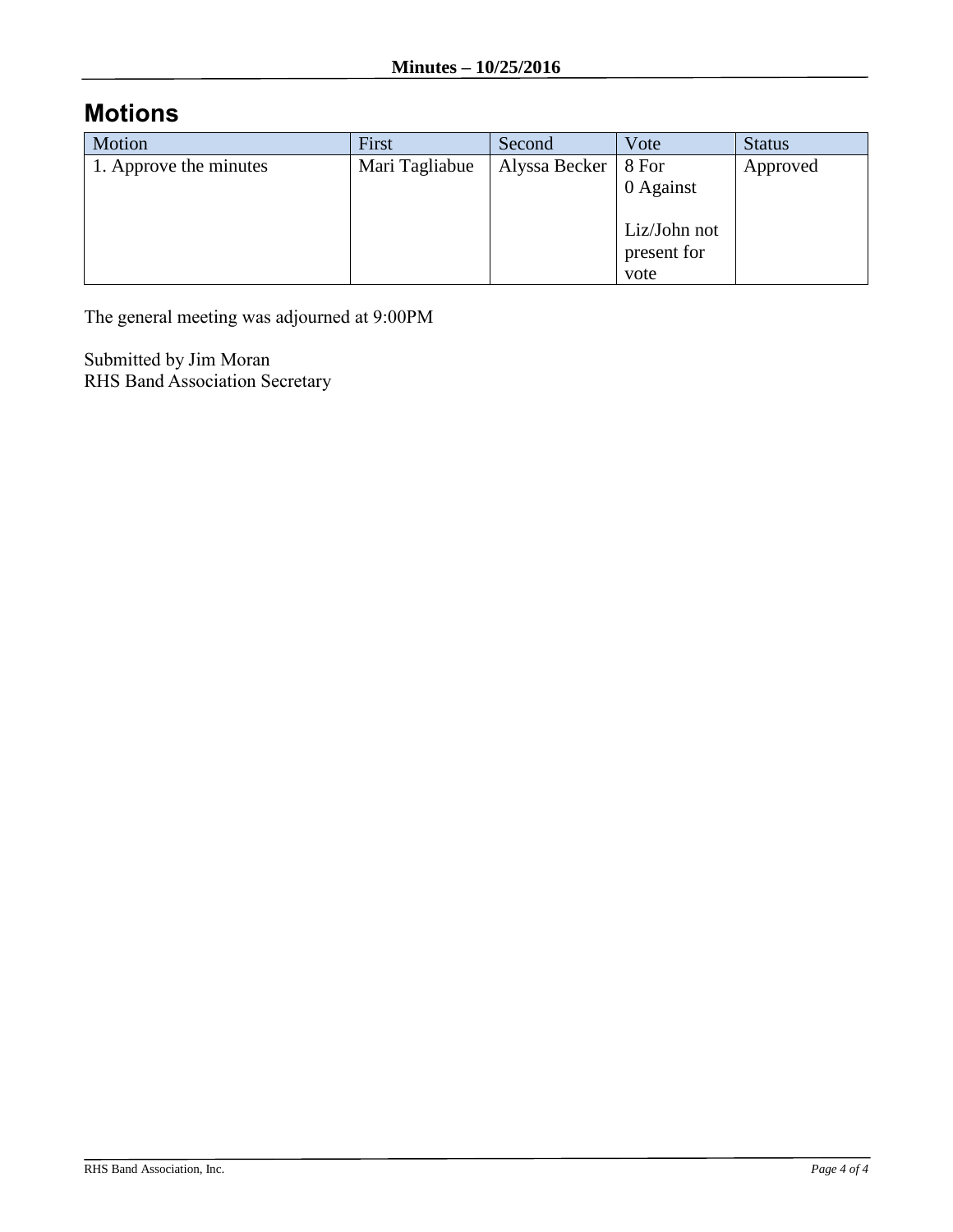## Motions

| Motion | First | Second | Vote | Status |
|---|---|---|---|---|
| 1. Approve the minutes | Mari Tagliabue | Alyssa Becker | 8 For<br>0 Against<br><br>Liz/John not present for vote | Approved |

The general meeting was adjourned at 9:00PM

Submitted by Jim Moran
RHS Band Association Secretary